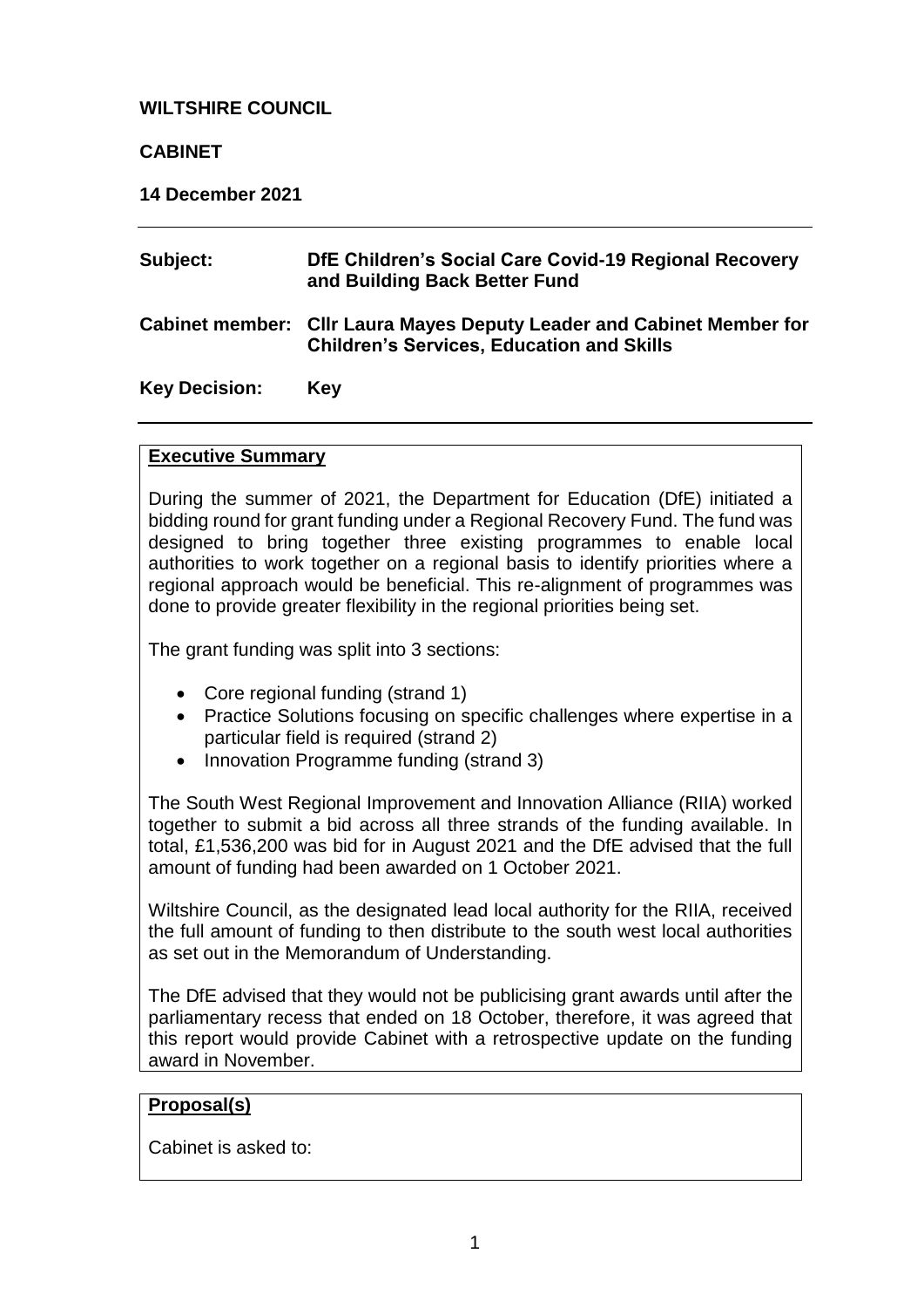**WILTSHIRE COUNCIL**

**CABINET**

**14 December 2021**

| | |
|---|---|
| **Subject:** | **DfE Children's Social Care Covid-19 Regional Recovery and Building Back Better Fund** |
| **Cabinet member:** | **Cllr Laura Mayes Deputy Leader and Cabinet Member for Children's Services, Education and Skills** |
| **Key Decision:** | **Key** |

## Executive Summary

During the summer of 2021, the Department for Education (DfE) initiated a bidding round for grant funding under a Regional Recovery Fund. The fund was designed to bring together three existing programmes to enable local authorities to work together on a regional basis to identify priorities where a regional approach would be beneficial. This re-alignment of programmes was done to provide greater flexibility in the regional priorities being set.

The grant funding was split into 3 sections:

- Core regional funding (strand 1)
- Practice Solutions focusing on specific challenges where expertise in a particular field is required (strand 2)
- Innovation Programme funding (strand 3)

The South West Regional Improvement and Innovation Alliance (RIIA) worked together to submit a bid across all three strands of the funding available. In total, £1,536,200 was bid for in August 2021 and the DfE advised that the full amount of funding had been awarded on 1 October 2021.

Wiltshire Council, as the designated lead local authority for the RIIA, received the full amount of funding to then distribute to the south west local authorities as set out in the Memorandum of Understanding.

The DfE advised that they would not be publicising grant awards until after the parliamentary recess that ended on 18 October, therefore, it was agreed that this report would provide Cabinet with a retrospective update on the funding award in November.

## Proposal(s)

Cabinet is asked to: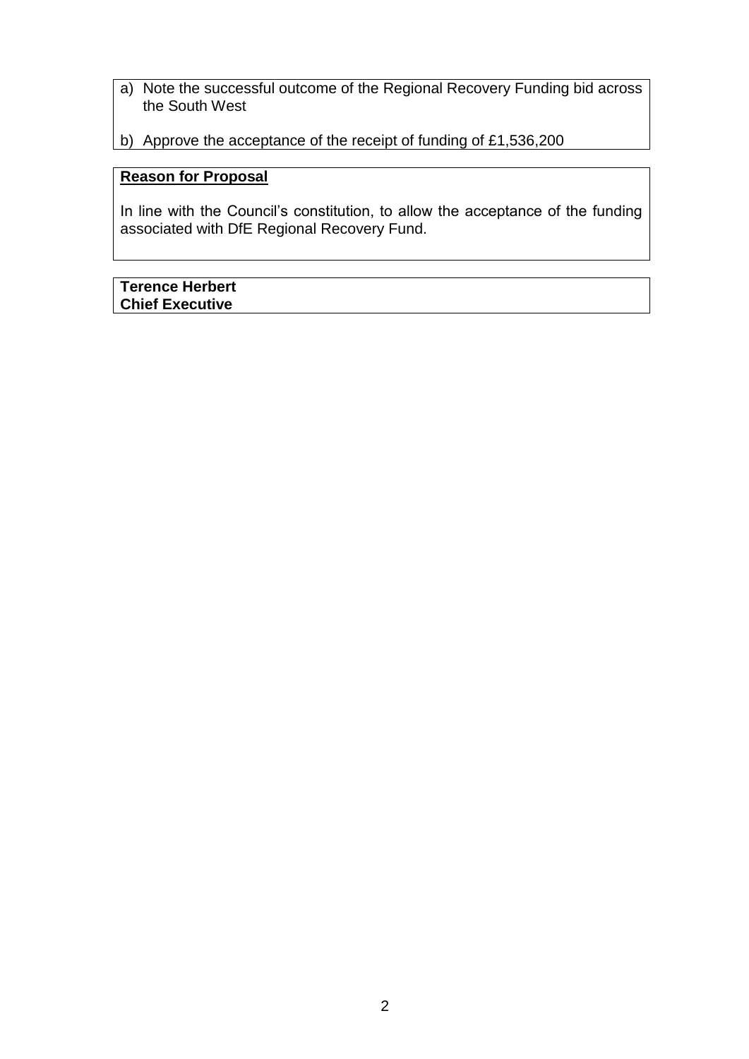a) Note the successful outcome of the Regional Recovery Funding bid across the South West

b) Approve the acceptance of the receipt of funding of £1,536,200

**Reason for Proposal**

In line with the Council's constitution, to allow the acceptance of the funding associated with DfE Regional Recovery Fund.

**Terence Herbert**
**Chief Executive**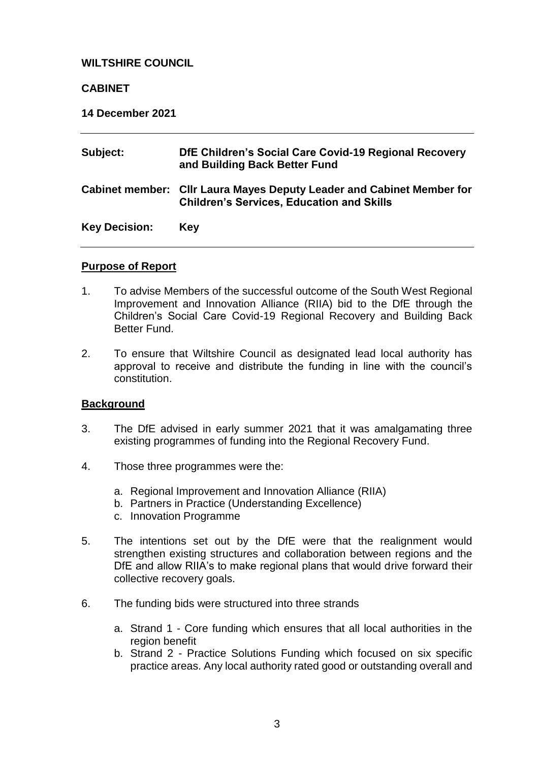**WILTSHIRE COUNCIL**

**CABINET**

**14 December 2021**

---

| | |
|---|---|
| **Subject:** | **DfE Children's Social Care Covid-19 Regional Recovery and Building Back Better Fund** |
| **Cabinet member:** | **Cllr Laura Mayes Deputy Leader and Cabinet Member for Children's Services, Education and Skills** |
| **Key Decision:** | **Key** |

---

## Purpose of Report

1. To advise Members of the successful outcome of the South West Regional Improvement and Innovation Alliance (RIIA) bid to the DfE through the Children's Social Care Covid-19 Regional Recovery and Building Back Better Fund.

2. To ensure that Wiltshire Council as designated lead local authority has approval to receive and distribute the funding in line with the council's constitution.

## Background

3. The DfE advised in early summer 2021 that it was amalgamating three existing programmes of funding into the Regional Recovery Fund.

4. Those three programmes were the:

   a. Regional Improvement and Innovation Alliance (RIIA)
   b. Partners in Practice (Understanding Excellence)
   c. Innovation Programme

5. The intentions set out by the DfE were that the realignment would strengthen existing structures and collaboration between regions and the DfE and allow RIIA's to make regional plans that would drive forward their collective recovery goals.

6. The funding bids were structured into three strands

   a. Strand 1 - Core funding which ensures that all local authorities in the region benefit
   b. Strand 2 - Practice Solutions Funding which focused on six specific practice areas. Any local authority rated good or outstanding overall and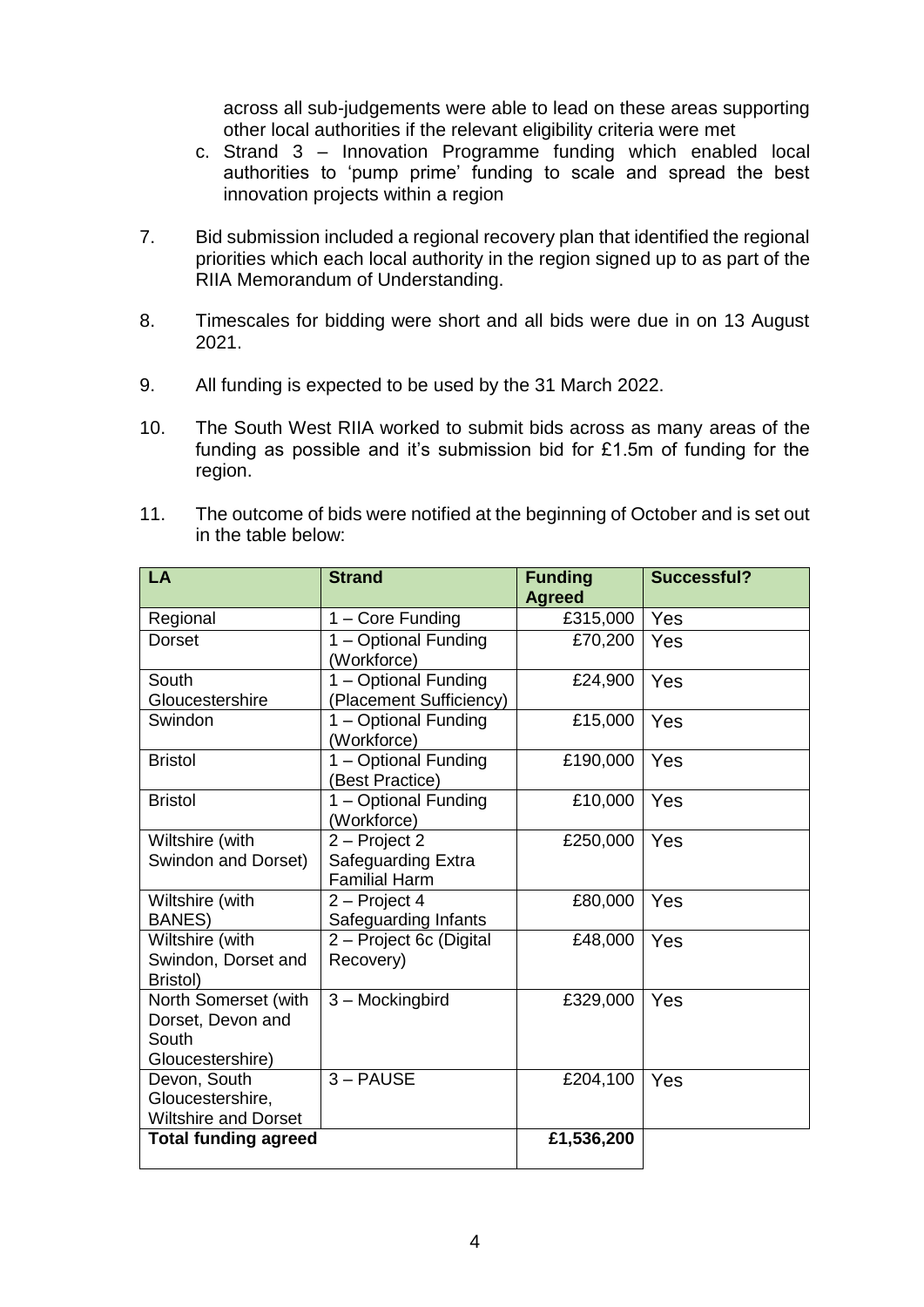across all sub-judgements were able to lead on these areas supporting other local authorities if the relevant eligibility criteria were met

c. Strand 3 – Innovation Programme funding which enabled local authorities to 'pump prime' funding to scale and spread the best innovation projects within a region

7. Bid submission included a regional recovery plan that identified the regional priorities which each local authority in the region signed up to as part of the RIIA Memorandum of Understanding.

8. Timescales for bidding were short and all bids were due in on 13 August 2021.

9. All funding is expected to be used by the 31 March 2022.

10. The South West RIIA worked to submit bids across as many areas of the funding as possible and it's submission bid for £1.5m of funding for the region.

11. The outcome of bids were notified at the beginning of October and is set out in the table below:

| LA | Strand | Funding Agreed | Successful? |
|---|---|---|---|
| Regional | 1 – Core Funding | £315,000 | Yes |
| Dorset | 1 – Optional Funding (Workforce) | £70,200 | Yes |
| South Gloucestershire | 1 – Optional Funding (Placement Sufficiency) | £24,900 | Yes |
| Swindon | 1 – Optional Funding (Workforce) | £15,000 | Yes |
| Bristol | 1 – Optional Funding (Best Practice) | £190,000 | Yes |
| Bristol | 1 – Optional Funding (Workforce) | £10,000 | Yes |
| Wiltshire (with Swindon and Dorset) | 2 – Project 2 Safeguarding Extra Familial Harm | £250,000 | Yes |
| Wiltshire (with BANES) | 2 – Project 4 Safeguarding Infants | £80,000 | Yes |
| Wiltshire (with Swindon, Dorset and Bristol) | 2 – Project 6c (Digital Recovery) | £48,000 | Yes |
| North Somerset (with Dorset, Devon and South Gloucestershire) | 3 – Mockingbird | £329,000 | Yes |
| Devon, South Gloucestershire, Wiltshire and Dorset | 3 – PAUSE | £204,100 | Yes |
| **Total funding agreed** | | **£1,536,200** | |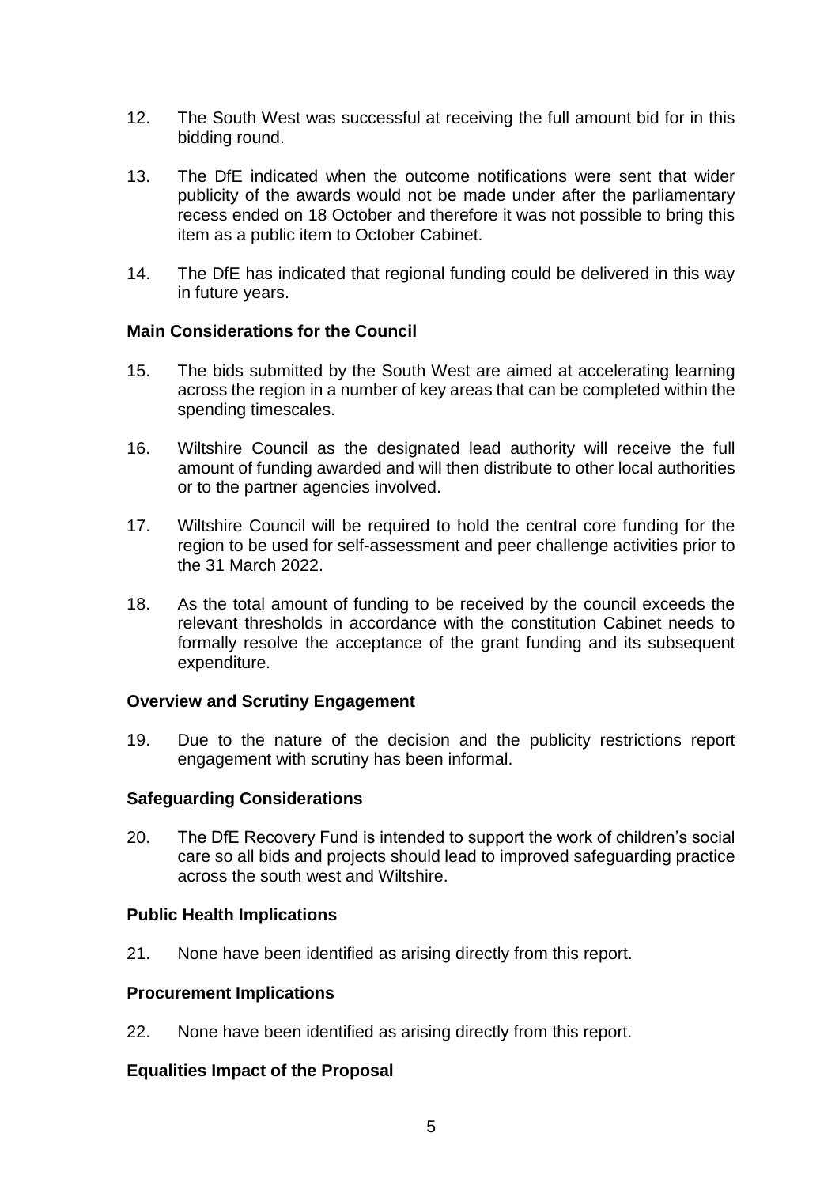12. The South West was successful at receiving the full amount bid for in this bidding round.

13. The DfE indicated when the outcome notifications were sent that wider publicity of the awards would not be made under after the parliamentary recess ended on 18 October and therefore it was not possible to bring this item as a public item to October Cabinet.

14. The DfE has indicated that regional funding could be delivered in this way in future years.

**Main Considerations for the Council**

15. The bids submitted by the South West are aimed at accelerating learning across the region in a number of key areas that can be completed within the spending timescales.

16. Wiltshire Council as the designated lead authority will receive the full amount of funding awarded and will then distribute to other local authorities or to the partner agencies involved.

17. Wiltshire Council will be required to hold the central core funding for the region to be used for self-assessment and peer challenge activities prior to the 31 March 2022.

18. As the total amount of funding to be received by the council exceeds the relevant thresholds in accordance with the constitution Cabinet needs to formally resolve the acceptance of the grant funding and its subsequent expenditure.

**Overview and Scrutiny Engagement**

19. Due to the nature of the decision and the publicity restrictions report engagement with scrutiny has been informal.

**Safeguarding Considerations**

20. The DfE Recovery Fund is intended to support the work of children's social care so all bids and projects should lead to improved safeguarding practice across the south west and Wiltshire.

**Public Health Implications**

21. None have been identified as arising directly from this report.

**Procurement Implications**

22. None have been identified as arising directly from this report.

**Equalities Impact of the Proposal**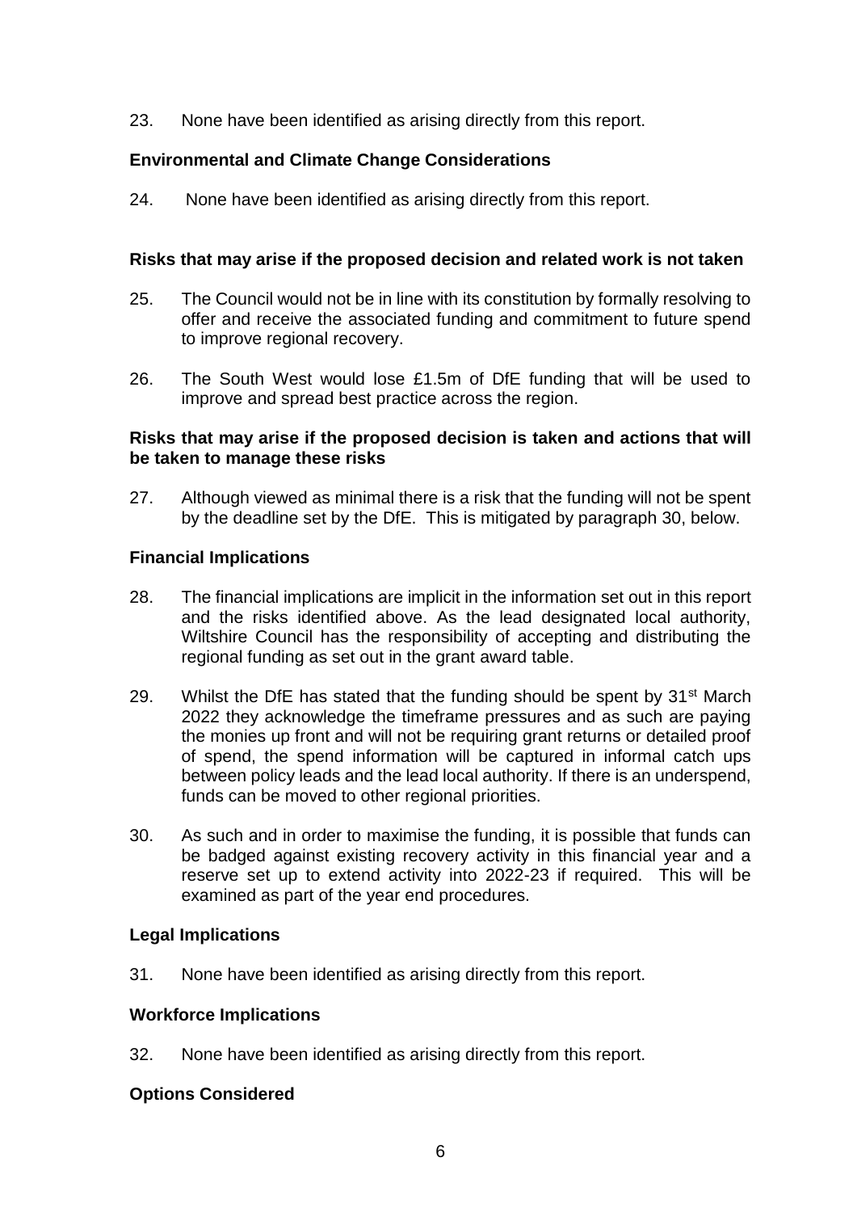23. None have been identified as arising directly from this report.

**Environmental and Climate Change Considerations**

24. None have been identified as arising directly from this report.

**Risks that may arise if the proposed decision and related work is not taken**

25. The Council would not be in line with its constitution by formally resolving to offer and receive the associated funding and commitment to future spend to improve regional recovery.

26. The South West would lose £1.5m of DfE funding that will be used to improve and spread best practice across the region.

**Risks that may arise if the proposed decision is taken and actions that will be taken to manage these risks**

27. Although viewed as minimal there is a risk that the funding will not be spent by the deadline set by the DfE. This is mitigated by paragraph 30, below.

**Financial Implications**

28. The financial implications are implicit in the information set out in this report and the risks identified above. As the lead designated local authority, Wiltshire Council has the responsibility of accepting and distributing the regional funding as set out in the grant award table.

29. Whilst the DfE has stated that the funding should be spent by 31st March 2022 they acknowledge the timeframe pressures and as such are paying the monies up front and will not be requiring grant returns or detailed proof of spend, the spend information will be captured in informal catch ups between policy leads and the lead local authority. If there is an underspend, funds can be moved to other regional priorities.

30. As such and in order to maximise the funding, it is possible that funds can be badged against existing recovery activity in this financial year and a reserve set up to extend activity into 2022-23 if required. This will be examined as part of the year end procedures.

**Legal Implications**

31. None have been identified as arising directly from this report.

**Workforce Implications**

32. None have been identified as arising directly from this report.

**Options Considered**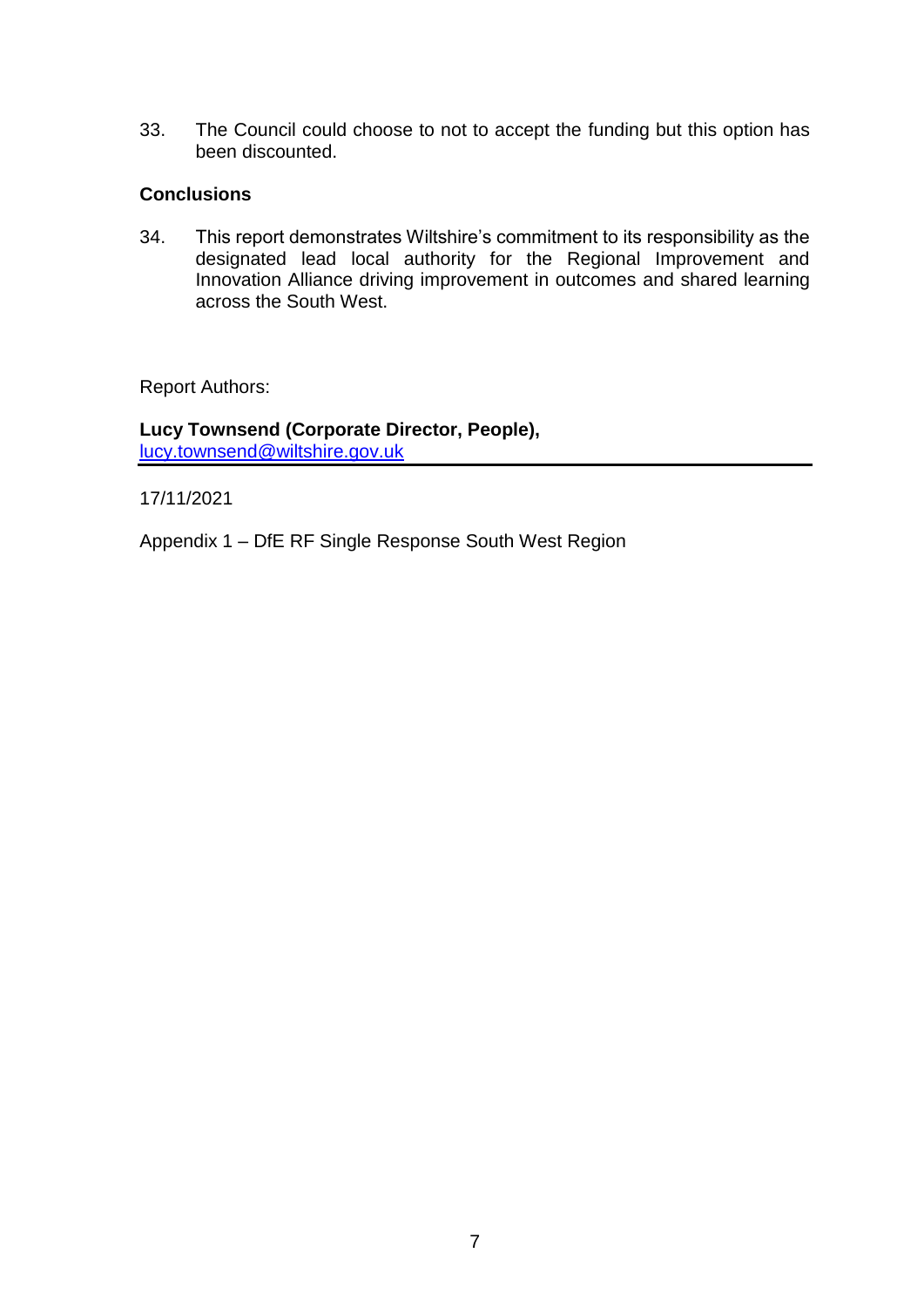33. The Council could choose to not to accept the funding but this option has been discounted.

## Conclusions

34. This report demonstrates Wiltshire's commitment to its responsibility as the designated lead local authority for the Regional Improvement and Innovation Alliance driving improvement in outcomes and shared learning across the South West.

Report Authors:

**Lucy Townsend (Corporate Director, People),**
lucy.townsend@wiltshire.gov.uk

---

17/11/2021

Appendix 1 – DfE RF Single Response South West Region